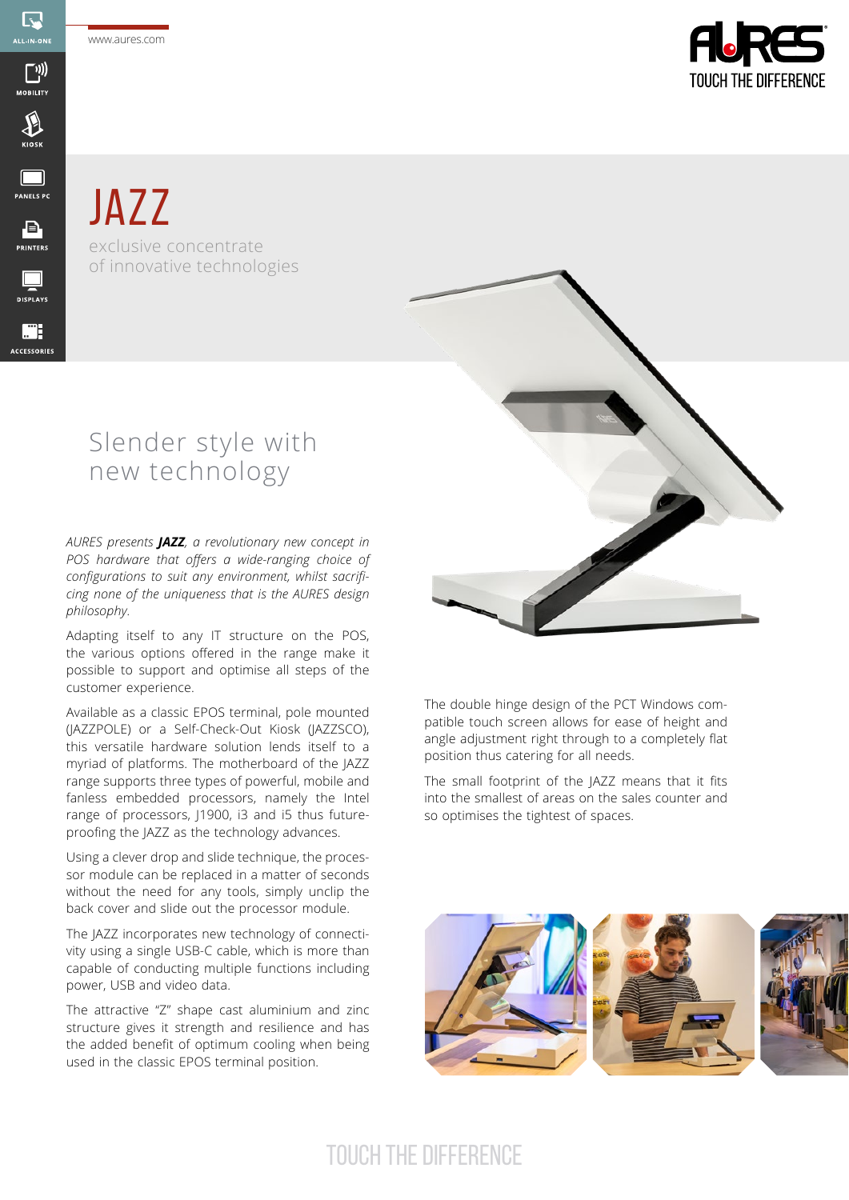# JAZZ

exclusive concentrate
of innovative technologies

## Slender style with new technology

*AURES presents **JAZZ**, a revolutionary new concept in POS hardware that offers a wide-ranging choice of configurations to suit any environment, whilst sacrificing none of the uniqueness that is the AURES design philosophy.*

Adapting itself to any IT structure on the POS, the various options offered in the range make it possible to support and optimise all steps of the customer experience.

Available as a classic EPOS terminal, pole mounted (JAZZPOLE) or a Self-Check-Out Kiosk (JAZZSCO), this versatile hardware solution lends itself to a myriad of platforms. The motherboard of the JAZZ range supports three types of powerful, mobile and fanless embedded processors, namely the Intel range of processors, J1900, i3 and i5 thus future-proofing the JAZZ as the technology advances.

Using a clever drop and slide technique, the processor module can be replaced in a matter of seconds without the need for any tools, simply unclip the back cover and slide out the processor module.

The JAZZ incorporates new technology of connectivity using a single USB-C cable, which is more than capable of conducting multiple functions including power, USB and video data.

The attractive "Z" shape cast aluminium and zinc structure gives it strength and resilience and has the added benefit of optimum cooling when being used in the classic EPOS terminal position.

The double hinge design of the PCT Windows compatible touch screen allows for ease of height and angle adjustment right through to a completely flat position thus catering for all needs.

The small footprint of the JAZZ means that it fits into the smallest of areas on the sales counter and so optimises the tightest of spaces.

TOUCH THE DIFFERENCE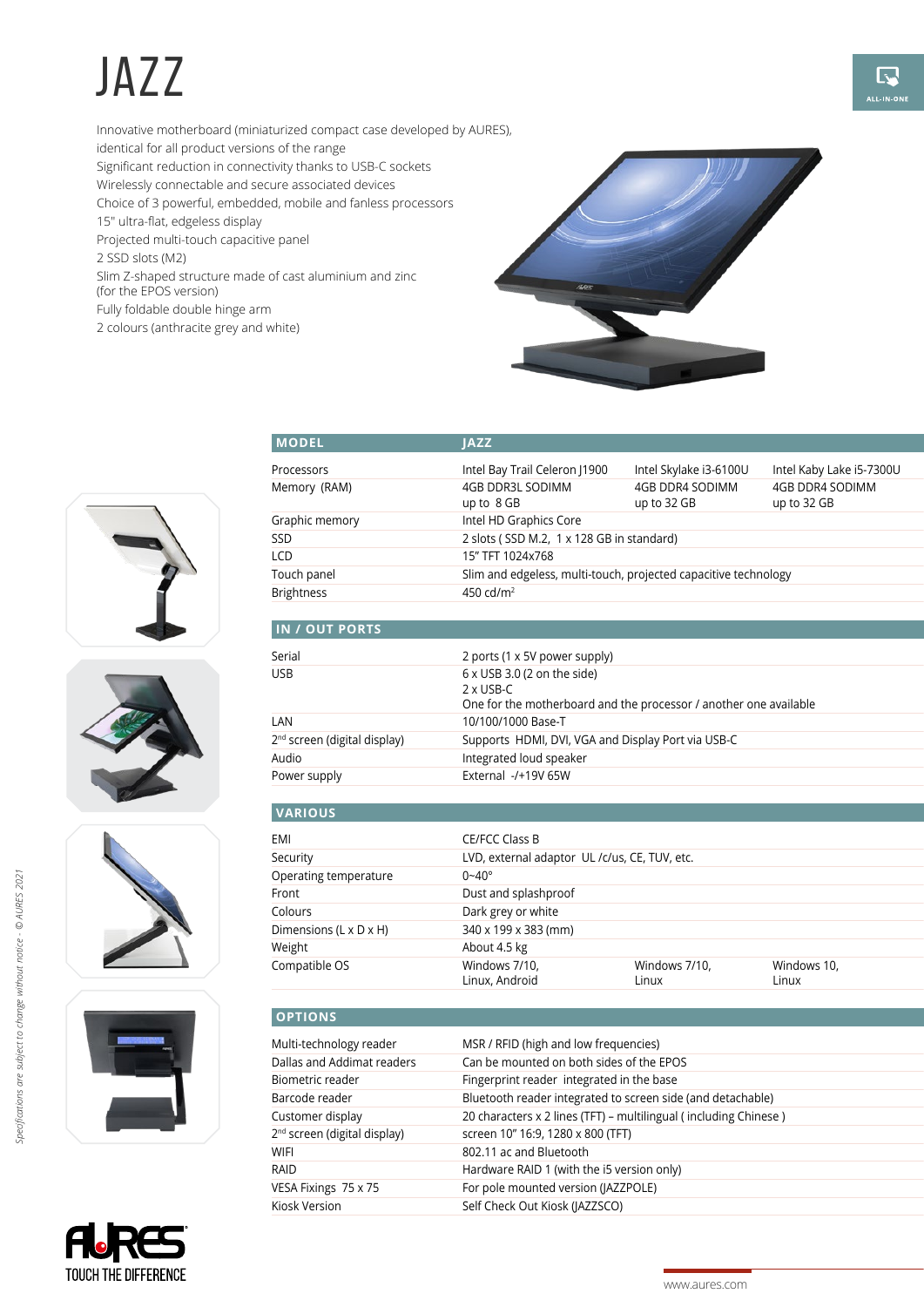# JAZZ

Innovative motherboard (miniaturized compact case developed by AURES), identical for all product versions of the range
Significant reduction in connectivity thanks to USB-C sockets
Wirelessly connectable and secure associated devices
Choice of 3 powerful, embedded, mobile and fanless processors
15" ultra-flat, edgeless display
Projected multi-touch capacitive panel
2 SSD slots (M2)
Slim Z-shaped structure made of cast aluminium and zinc (for the EPOS version)
Fully foldable double hinge arm
2 colours (anthracite grey and white)

| MODEL | JAZZ | | |
|---|---|---|---|
| Processors | Intel Bay Trail Celeron J1900 | Intel Skylake i3-6100U | Intel Kaby Lake i5-7300U |
| Memory (RAM) | 4GB DDR3L SODIMM up to 8 GB | 4GB DDR4 SODIMM up to 32 GB | 4GB DDR4 SODIMM up to 32 GB |
| Graphic memory | Intel HD Graphics Core | | |
| SSD | 2 slots ( SSD M.2, 1 x 128 GB in standard) | | |
| LCD | 15" TFT 1024x768 | | |
| Touch panel | Slim and edgeless, multi-touch, projected capacitive technology | | |
| Brightness | 450 cd/m² | | |

| IN / OUT PORTS | | | |
|---|---|---|---|
| Serial | 2 ports (1 x 5V power supply) | | |
| USB | 6 x USB 3.0 (2 on the side)<br>2 x USB-C<br>One for the motherboard and the processor / another one available | | |
| LAN | 10/100/1000 Base-T | | |
| 2nd screen (digital display) | Supports HDMI, DVI, VGA and Display Port via USB-C | | |
| Audio | Integrated loud speaker | | |
| Power supply | External -/+19V 65W | | |

| VARIOUS | | | |
|---|---|---|---|
| EMI | CE/FCC Class B | | |
| Security | LVD, external adaptor UL /c/us, CE, TUV, etc. | | |
| Operating temperature | 0~40° | | |
| Front | Dust and splashproof | | |
| Colours | Dark grey or white | | |
| Dimensions (L x D x H) | 340 x 199 x 383 (mm) | | |
| Weight | About 4.5 kg | | |
| Compatible OS | Windows 7/10, Linux, Android | Windows 7/10, Linux | Windows 10, Linux |

| OPTIONS | |
|---|---|
| Multi-technology reader | MSR / RFID (high and low frequencies) |
| Dallas and Addimat readers | Can be mounted on both sides of the EPOS |
| Biometric reader | Fingerprint reader integrated in the base |
| Barcode reader | Bluetooth reader integrated to screen side (and detachable) |
| Customer display | 20 characters x 2 lines (TFT) – multilingual ( including Chinese ) |
| 2nd screen (digital display) | screen 10" 16:9, 1280 x 800 (TFT) |
| WIFI | 802.11 ac and Bluetooth |
| RAID | Hardware RAID 1 (with the i5 version only) |
| VESA Fixings 75 x 75 | For pole mounted version (JAZZPOLE) |
| Kiosk Version | Self Check Out Kiosk (JAZZSCO) |

*Specifications are subject to change without notice - © AURES 2021*

AURES
TOUCH THE DIFFERENCE

www.aures.com